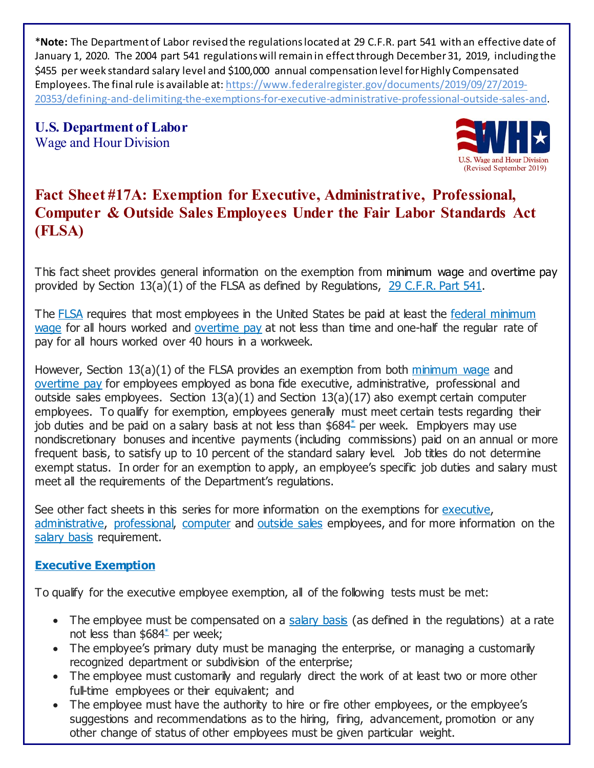***Note:** The Department of Labor revised the regulations located at 29 C.F.R. part 541 with an effective date of January 1, 2020. The 2004 part 541 regulations will remain in effect through December 31, 2019, including the $455 per week standard salary level and $100,000 annual compensation level for Highly Compensated Employees. The final rule is available at: https://www.federalregister.gov/documents/2019/09/27/2019-20353/defining-and-delimiting-the-exemptions-for-executive-administrative-professional-outside-sales-and.

**U.S. Department of Labor**
Wage and Hour Division

U.S. Wage and Hour Division
(Revised September 2019)

# Fact Sheet #17A: Exemption for Executive, Administrative, Professional, Computer & Outside Sales Employees Under the Fair Labor Standards Act (FLSA)

This fact sheet provides general information on the exemption from minimum wage and overtime pay provided by Section 13(a)(1) of the FLSA as defined by Regulations, 29 C.F.R. Part 541.

The FLSA requires that most employees in the United States be paid at least the federal minimum wage for all hours worked and overtime pay at not less than time and one-half the regular rate of pay for all hours worked over 40 hours in a workweek.

However, Section 13(a)(1) of the FLSA provides an exemption from both minimum wage and overtime pay for employees employed as bona fide executive, administrative, professional and outside sales employees. Section 13(a)(1) and Section 13(a)(17) also exempt certain computer employees. To qualify for exemption, employees generally must meet certain tests regarding their job duties and be paid on a salary basis at not less than $684* per week. Employers may use nondiscretionary bonuses and incentive payments (including commissions) paid on an annual or more frequent basis, to satisfy up to 10 percent of the standard salary level. Job titles do not determine exempt status. In order for an exemption to apply, an employee's specific job duties and salary must meet all the requirements of the Department's regulations.

See other fact sheets in this series for more information on the exemptions for executive, administrative, professional, computer and outside sales employees, and for more information on the salary basis requirement.

## Executive Exemption

To qualify for the executive employee exemption, all of the following tests must be met:

- The employee must be compensated on a salary basis (as defined in the regulations) at a rate not less than $684* per week;
- The employee's primary duty must be managing the enterprise, or managing a customarily recognized department or subdivision of the enterprise;
- The employee must customarily and regularly direct the work of at least two or more other full-time employees or their equivalent; and
- The employee must have the authority to hire or fire other employees, or the employee's suggestions and recommendations as to the hiring, firing, advancement, promotion or any other change of status of other employees must be given particular weight.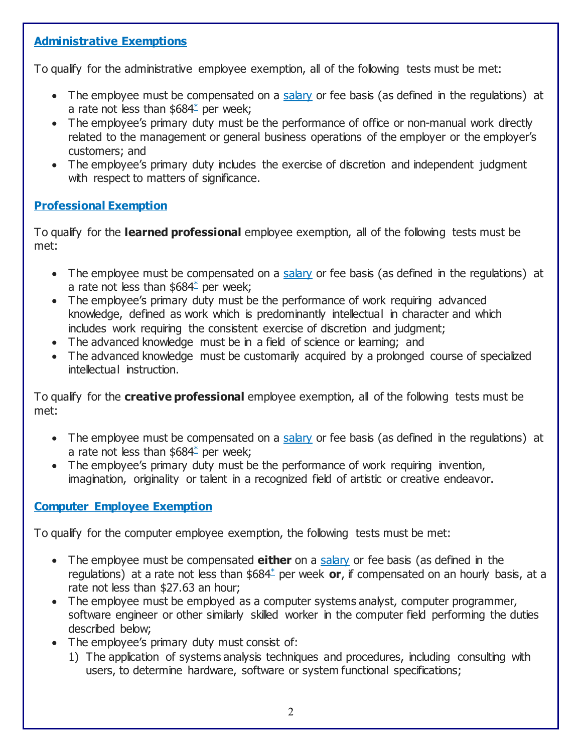## Administrative Exemptions

To qualify for the administrative employee exemption, all of the following tests must be met:

- The employee must be compensated on a salary or fee basis (as defined in the regulations) at a rate not less than $684* per week;
- The employee's primary duty must be the performance of office or non-manual work directly related to the management or general business operations of the employer or the employer's customers; and
- The employee's primary duty includes the exercise of discretion and independent judgment with respect to matters of significance.

## Professional Exemption

To qualify for the **learned professional** employee exemption, all of the following tests must be met:

- The employee must be compensated on a salary or fee basis (as defined in the regulations) at a rate not less than $684* per week;
- The employee's primary duty must be the performance of work requiring advanced knowledge, defined as work which is predominantly intellectual in character and which includes work requiring the consistent exercise of discretion and judgment;
- The advanced knowledge must be in a field of science or learning; and
- The advanced knowledge must be customarily acquired by a prolonged course of specialized intellectual instruction.

To qualify for the **creative professional** employee exemption, all of the following tests must be met:

- The employee must be compensated on a salary or fee basis (as defined in the regulations) at a rate not less than $684* per week;
- The employee's primary duty must be the performance of work requiring invention, imagination, originality or talent in a recognized field of artistic or creative endeavor.

## Computer Employee Exemption

To qualify for the computer employee exemption, the following tests must be met:

- The employee must be compensated **either** on a salary or fee basis (as defined in the regulations) at a rate not less than $684* per week **or**, if compensated on an hourly basis, at a rate not less than $27.63 an hour;
- The employee must be employed as a computer systems analyst, computer programmer, software engineer or other similarly skilled worker in the computer field performing the duties described below;
- The employee's primary duty must consist of:
  1) The application of systems analysis techniques and procedures, including consulting with users, to determine hardware, software or system functional specifications;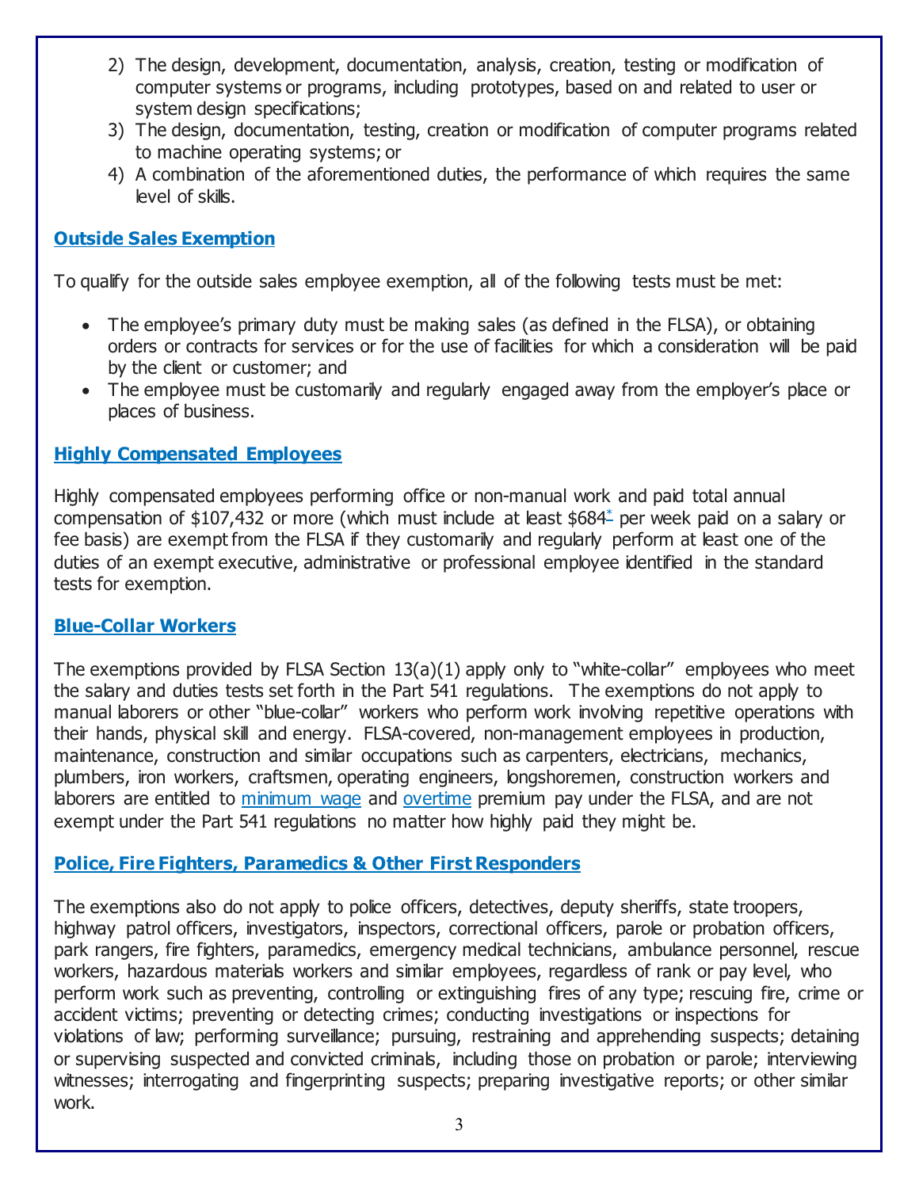2) The design, development, documentation, analysis, creation, testing or modification of computer systems or programs, including prototypes, based on and related to user or system design specifications;
3) The design, documentation, testing, creation or modification of computer programs related to machine operating systems; or
4) A combination of the aforementioned duties, the performance of which requires the same level of skills.

## Outside Sales Exemption

To qualify for the outside sales employee exemption, all of the following tests must be met:

- The employee's primary duty must be making sales (as defined in the FLSA), or obtaining orders or contracts for services or for the use of facilities for which a consideration will be paid by the client or customer; and
- The employee must be customarily and regularly engaged away from the employer's place or places of business.

## Highly Compensated Employees

Highly compensated employees performing office or non-manual work and paid total annual compensation of $107,432 or more (which must include at least $684* per week paid on a salary or fee basis) are exempt from the FLSA if they customarily and regularly perform at least one of the duties of an exempt executive, administrative or professional employee identified in the standard tests for exemption.

## Blue-Collar Workers

The exemptions provided by FLSA Section 13(a)(1) apply only to "white-collar" employees who meet the salary and duties tests set forth in the Part 541 regulations. The exemptions do not apply to manual laborers or other "blue-collar" workers who perform work involving repetitive operations with their hands, physical skill and energy. FLSA-covered, non-management employees in production, maintenance, construction and similar occupations such as carpenters, electricians, mechanics, plumbers, iron workers, craftsmen, operating engineers, longshoremen, construction workers and laborers are entitled to minimum wage and overtime premium pay under the FLSA, and are not exempt under the Part 541 regulations no matter how highly paid they might be.

## Police, Fire Fighters, Paramedics & Other First Responders

The exemptions also do not apply to police officers, detectives, deputy sheriffs, state troopers, highway patrol officers, investigators, inspectors, correctional officers, parole or probation officers, park rangers, fire fighters, paramedics, emergency medical technicians, ambulance personnel, rescue workers, hazardous materials workers and similar employees, regardless of rank or pay level, who perform work such as preventing, controlling or extinguishing fires of any type; rescuing fire, crime or accident victims; preventing or detecting crimes; conducting investigations or inspections for violations of law; performing surveillance; pursuing, restraining and apprehending suspects; detaining or supervising suspected and convicted criminals, including those on probation or parole; interviewing witnesses; interrogating and fingerprinting suspects; preparing investigative reports; or other similar work.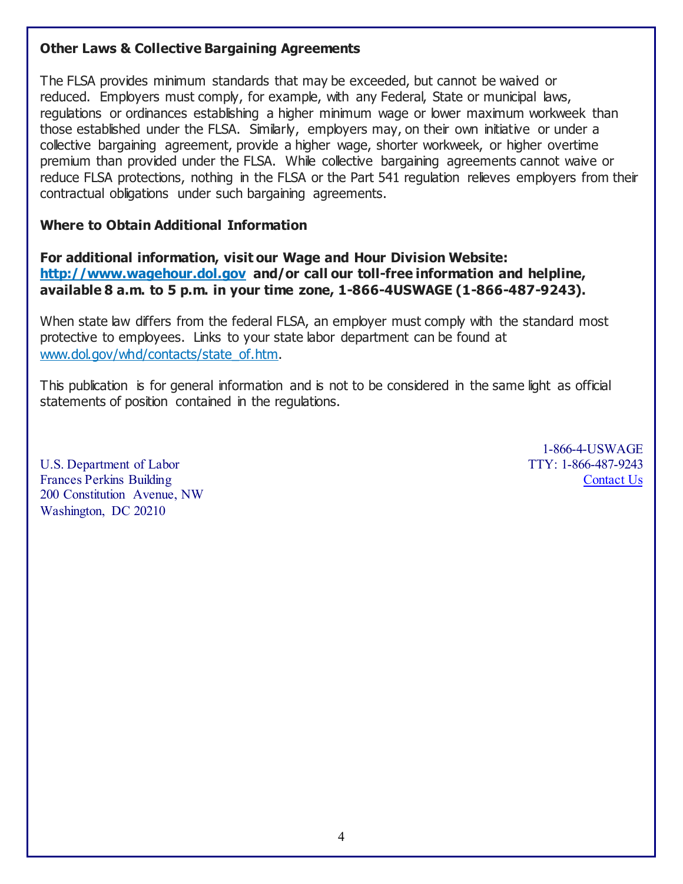## Other Laws & Collective Bargaining Agreements

The FLSA provides minimum standards that may be exceeded, but cannot be waived or reduced. Employers must comply, for example, with any Federal, State or municipal laws, regulations or ordinances establishing a higher minimum wage or lower maximum workweek than those established under the FLSA. Similarly, employers may, on their own initiative or under a collective bargaining agreement, provide a higher wage, shorter workweek, or higher overtime premium than provided under the FLSA. While collective bargaining agreements cannot waive or reduce FLSA protections, nothing in the FLSA or the Part 541 regulation relieves employers from their contractual obligations under such bargaining agreements.

## Where to Obtain Additional Information

**For additional information, visit our Wage and Hour Division Website: [http://www.wagehour.dol.gov](http://www.wagehour.dol.gov) and/or call our toll-free information and helpline, available 8 a.m. to 5 p.m. in your time zone, 1-866-4USWAGE (1-866-487-9243).**

When state law differs from the federal FLSA, an employer must comply with the standard most protective to employees. Links to your state labor department can be found at [www.dol.gov/whd/contacts/state_of.htm](www.dol.gov/whd/contacts/state_of.htm).

This publication is for general information and is not to be considered in the same light as official statements of position contained in the regulations.

U.S. Department of Labor
Frances Perkins Building
200 Constitution Avenue, NW
Washington, DC 20210

1-866-4-USWAGE
TTY: 1-866-487-9243
Contact Us